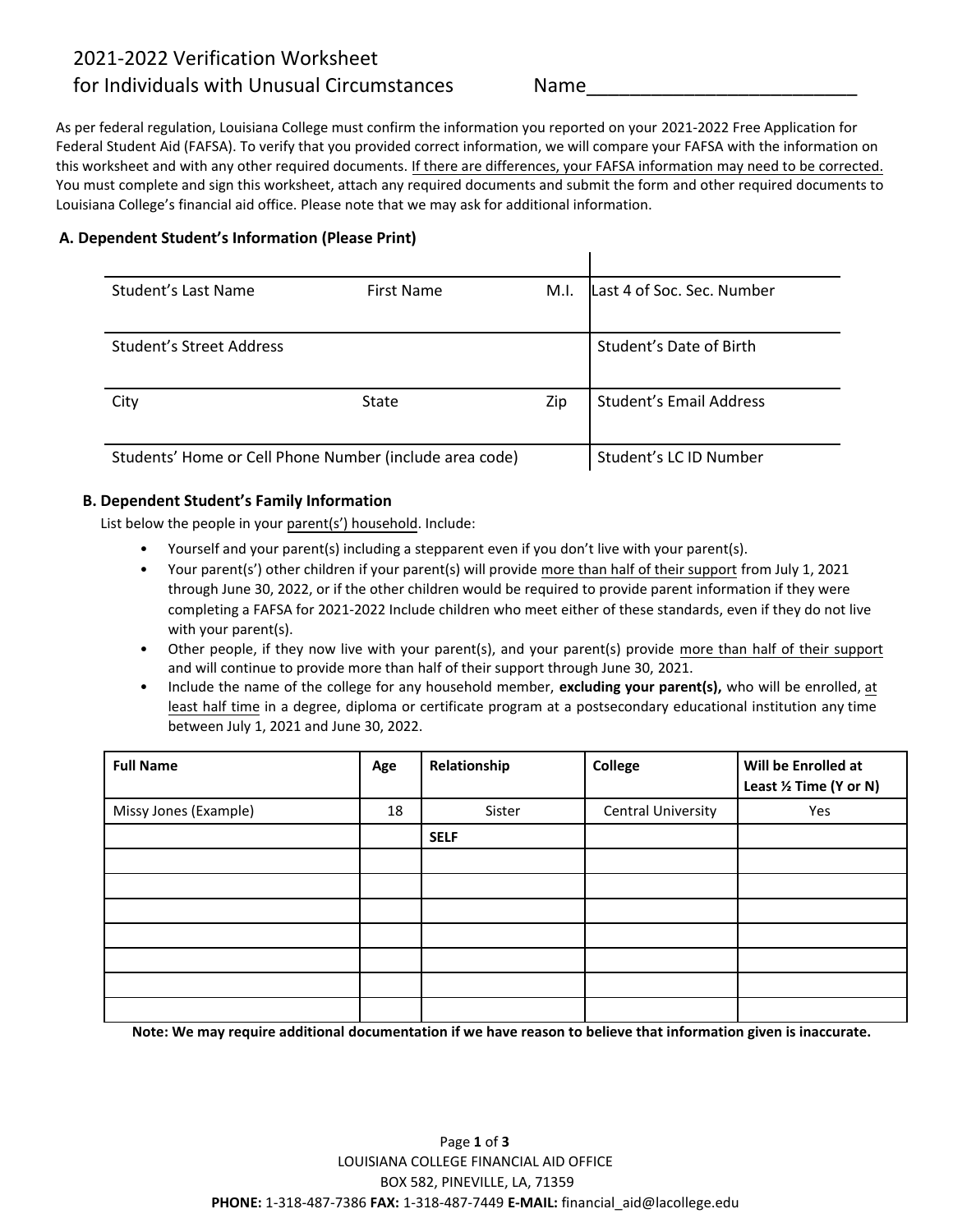# 2021-2022 Verification Worksheet for Individuals with Unusual Circumstances

Name___________________________

As per federal regulation, Louisiana College must confirm the information you reported on your 2021-2022 Free Application for Federal Student Aid (FAFSA). To verify that you provided correct information, we will compare your FAFSA with the information on this worksheet and with any other required documents. <u>If there are differences, your FAFSA information may need to be corrected.</u> You must complete and sign this worksheet, attach any required documents and submit the form and other required documents to Louisiana College's financial aid office. Please note that we may ask for additional information.

## A. Dependent Student's Information (Please Print)

| | |
|---|---|
| Student's Last Name &nbsp;&nbsp; First Name &nbsp;&nbsp; M.I. | Last 4 of Soc. Sec. Number |
| Student's Street Address | Student's Date of Birth |
| City &nbsp;&nbsp; State &nbsp;&nbsp; Zip | Student's Email Address |
| Students' Home or Cell Phone Number (include area code) | Student's LC ID Number |

## B. Dependent Student's Family Information

List below the people in your <u>parent(s') household</u>. Include:

- Yourself and your parent(s) including a stepparent even if you don't live with your parent(s).
- Your parent(s') other children if your parent(s) will provide <u>more than half of their support</u> from July 1, 2021 through June 30, 2022, or if the other children would be required to provide parent information if they were completing a FAFSA for 2021-2022 Include children who meet either of these standards, even if they do not live with your parent(s).
- Other people, if they now live with your parent(s), and your parent(s) provide <u>more than half of their support</u> and will continue to provide more than half of their support through June 30, 2021.
- Include the name of the college for any household member, **excluding your parent(s),** who will be enrolled, <u>at least half time</u> in a degree, diploma or certificate program at a postsecondary educational institution any time between July 1, 2021 and June 30, 2022.

| Full Name | Age | Relationship | College | Will be Enrolled at Least ½ Time (Y or N) |
|---|---|---|---|---|
| Missy Jones (Example) | 18 | Sister | Central University | Yes |
| | | **SELF** | | |
| | | | | |
| | | | | |
| | | | | |
| | | | | |
| | | | | |
| | | | | |
| | | | | |

**Note: We may require additional documentation if we have reason to believe that information given is inaccurate.**

LOUISIANA COLLEGE FINANCIAL AID OFFICE
BOX 582, PINEVILLE, LA, 71359
**PHONE:** 1-318-487-7386 **FAX:** 1-318-487-7449 **E-MAIL:** financial_aid@lacollege.edu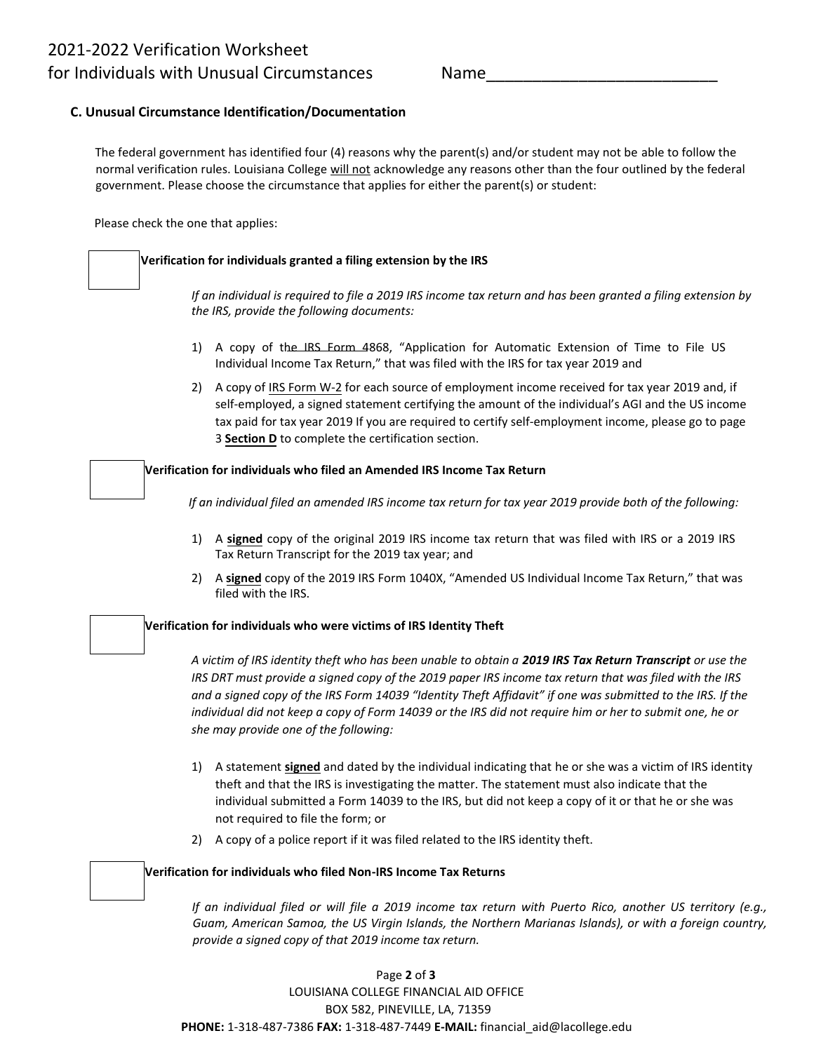2021-2022 Verification Worksheet
for Individuals with Unusual Circumstances Name___________________________

### C. Unusual Circumstance Identification/Documentation

The federal government has identified four (4) reasons why the parent(s) and/or student may not be able to follow the normal verification rules. Louisiana College will not acknowledge any reasons other than the four outlined by the federal government. Please choose the circumstance that applies for either the parent(s) or student:

Please check the one that applies:

☐ **Verification for individuals granted a filing extension by the IRS**

*If an individual is required to file a 2019 IRS income tax return and has been granted a filing extension by the IRS, provide the following documents:*

1) A copy of the IRS Form 4868, "Application for Automatic Extension of Time to File US Individual Income Tax Return," that was filed with the IRS for tax year 2019 and
2) A copy of IRS Form W-2 for each source of employment income received for tax year 2019 and, if self-employed, a signed statement certifying the amount of the individual's AGI and the US income tax paid for tax year 2019 If you are required to certify self-employment income, please go to page 3 **Section D** to complete the certification section.

☐ **Verification for individuals who filed an Amended IRS Income Tax Return**

*If an individual filed an amended IRS income tax return for tax year 2019 provide both of the following:*

1) A **signed** copy of the original 2019 IRS income tax return that was filed with IRS or a 2019 IRS Tax Return Transcript for the 2019 tax year; and
2) A **signed** copy of the 2019 IRS Form 1040X, "Amended US Individual Income Tax Return," that was filed with the IRS.

☐ **Verification for individuals who were victims of IRS Identity Theft**

*A victim of IRS identity theft who has been unable to obtain a **2019 IRS Tax Return Transcript** or use the IRS DRT must provide a signed copy of the 2019 paper IRS income tax return that was filed with the IRS and a signed copy of the IRS Form 14039 "Identity Theft Affidavit" if one was submitted to the IRS. If the individual did not keep a copy of Form 14039 or the IRS did not require him or her to submit one, he or she may provide one of the following:*

1) A statement **signed** and dated by the individual indicating that he or she was a victim of IRS identity theft and that the IRS is investigating the matter. The statement must also indicate that the individual submitted a Form 14039 to the IRS, but did not keep a copy of it or that he or she was not required to file the form; or
2) A copy of a police report if it was filed related to the IRS identity theft.

☐ **Verification for individuals who filed Non-IRS Income Tax Returns**

*If an individual filed or will file a 2019 income tax return with Puerto Rico, another US territory (e.g., Guam, American Samoa, the US Virgin Islands, the Northern Marianas Islands), or with a foreign country, provide a signed copy of that 2019 income tax return.*

LOUISIANA COLLEGE FINANCIAL AID OFFICE
BOX 582, PINEVILLE, LA, 71359
**PHONE:** 1-318-487-7386 **FAX:** 1-318-487-7449 **E-MAIL:** financial_aid@lacollege.edu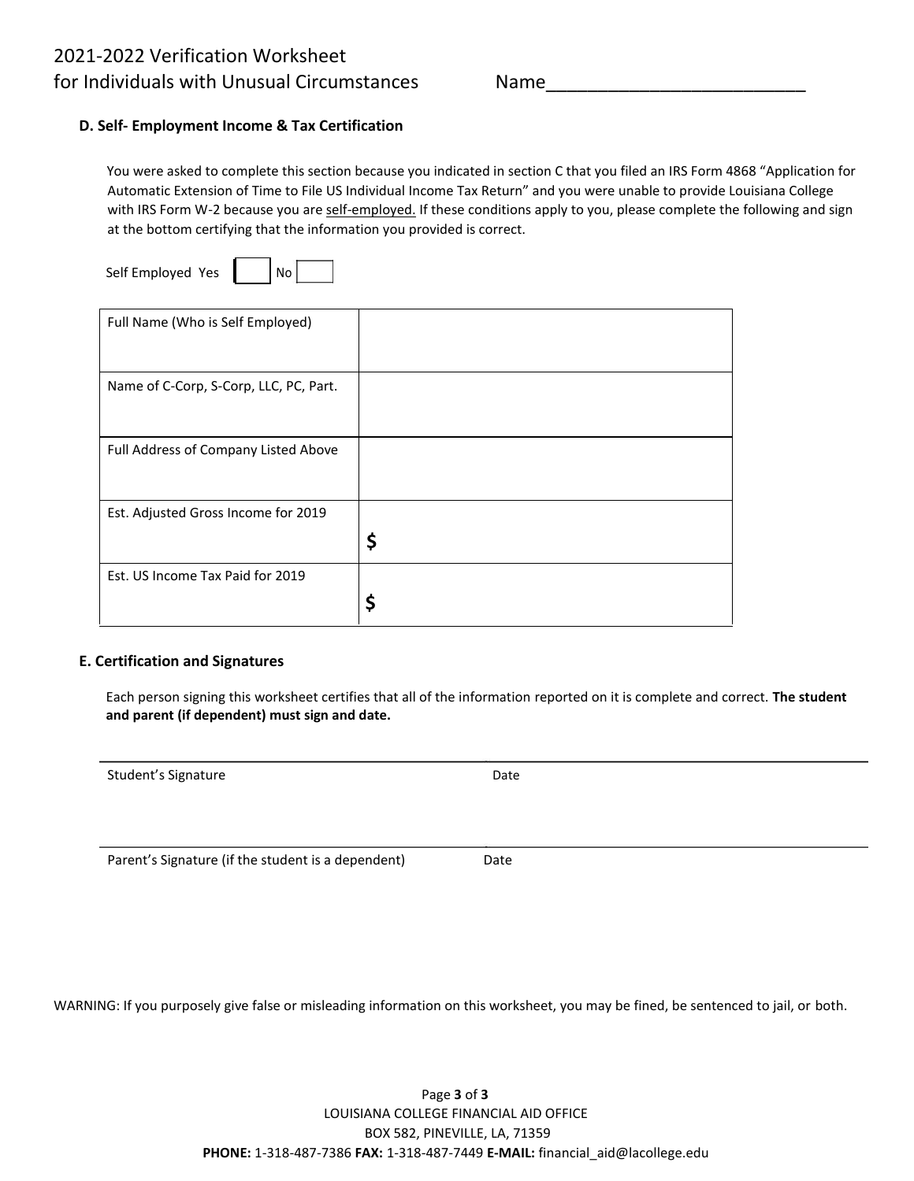2021-2022 Verification Worksheet
for Individuals with Unusual Circumstances Name_________________________

### D. Self- Employment Income & Tax Certification

You were asked to complete this section because you indicated in section C that you filed an IRS Form 4868 "Application for Automatic Extension of Time to File US Individual Income Tax Return" and you were unable to provide Louisiana College with IRS Form W-2 because you are self-employed. If these conditions apply to you, please complete the following and sign at the bottom certifying that the information you provided is correct.

Self Employed Yes ☐ No ☐

| | |
|---|---|
| Full Name (Who is Self Employed) | |
| Name of C-Corp, S-Corp, LLC, PC, Part. | |
| Full Address of Company Listed Above | |
| Est. Adjusted Gross Income for 2019 | $ |
| Est. US Income Tax Paid for 2019 | $ |

### E. Certification and Signatures

Each person signing this worksheet certifies that all of the information reported on it is complete and correct. **The student and parent (if dependent) must sign and date.**

Student's Signature Date

Parent's Signature (if the student is a dependent) Date

WARNING: If you purposely give false or misleading information on this worksheet, you may be fined, be sentenced to jail, or both.

LOUISIANA COLLEGE FINANCIAL AID OFFICE
BOX 582, PINEVILLE, LA, 71359
**PHONE:** 1-318-487-7386 **FAX:** 1-318-487-7449 **E-MAIL:** financial_aid@lacollege.edu